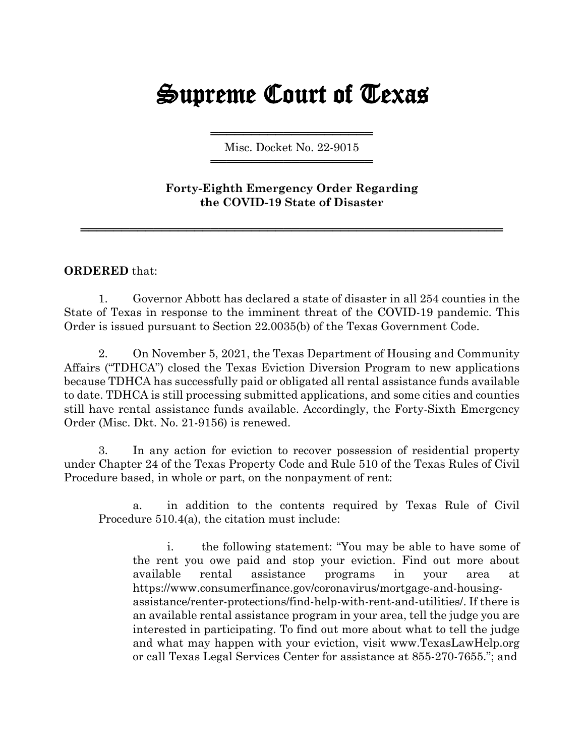# Supreme Court of Texas

Misc. Docket No. 22-9015

**Forty-Eighth Emergency Order Regarding the COVID-19 State of Disaster**

**ORDERED** that:

1. Governor Abbott has declared a state of disaster in all 254 counties in the State of Texas in response to the imminent threat of the COVID-19 pandemic. This Order is issued pursuant to Section 22.0035(b) of the Texas Government Code.

2. On November 5, 2021, the Texas Department of Housing and Community Affairs ("TDHCA") closed the Texas Eviction Diversion Program to new applications because TDHCA has successfully paid or obligated all rental assistance funds available to date. TDHCA is still processing submitted applications, and some cities and counties still have rental assistance funds available. Accordingly, the Forty-Sixth Emergency Order (Misc. Dkt. No. 21-9156) is renewed.

3. In any action for eviction to recover possession of residential property under Chapter 24 of the Texas Property Code and Rule 510 of the Texas Rules of Civil Procedure based, in whole or part, on the nonpayment of rent:

   a. in addition to the contents required by Texas Rule of Civil Procedure 510.4(a), the citation must include:

      i. the following statement: "You may be able to have some of the rent you owe paid and stop your eviction. Find out more about available rental assistance programs in your area at https://www.consumerfinance.gov/coronavirus/mortgage-and-housing-assistance/renter-protections/find-help-with-rent-and-utilities/. If there is an available rental assistance program in your area, tell the judge you are interested in participating. To find out more about what to tell the judge and what may happen with your eviction, visit www.TexasLawHelp.org or call Texas Legal Services Center for assistance at 855-270-7655."; and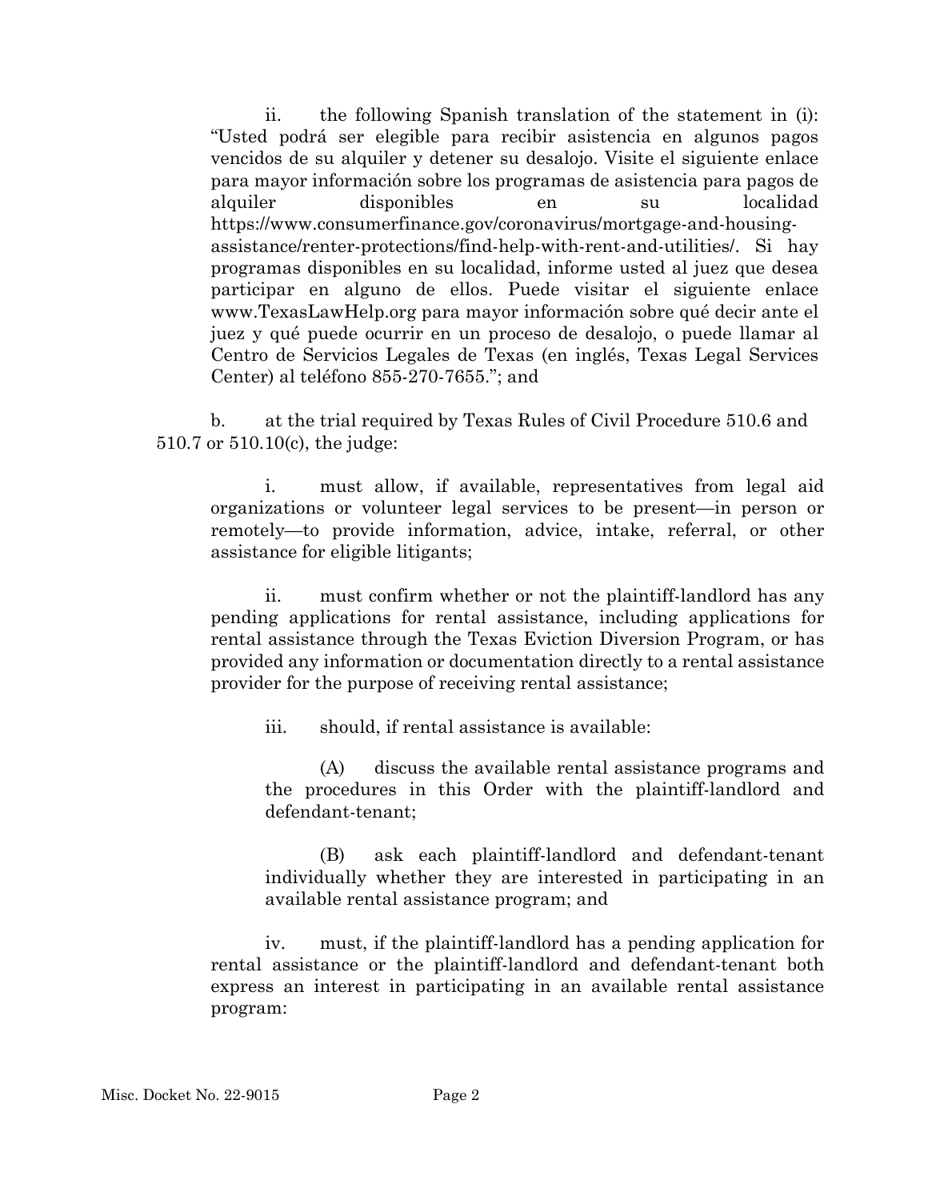ii. the following Spanish translation of the statement in (i): "Usted podrá ser elegible para recibir asistencia en algunos pagos vencidos de su alquiler y detener su desalojo. Visite el siguiente enlace para mayor información sobre los programas de asistencia para pagos de alquiler disponibles en su localidad https://www.consumerfinance.gov/coronavirus/mortgage-and-housing-assistance/renter-protections/find-help-with-rent-and-utilities/. Si hay programas disponibles en su localidad, informe usted al juez que desea participar en alguno de ellos. Puede visitar el siguiente enlace www.TexasLawHelp.org para mayor información sobre qué decir ante el juez y qué puede ocurrir en un proceso de desalojo, o puede llamar al Centro de Servicios Legales de Texas (en inglés, Texas Legal Services Center) al teléfono 855-270-7655."; and

b. at the trial required by Texas Rules of Civil Procedure 510.6 and 510.7 or 510.10(c), the judge:

i. must allow, if available, representatives from legal aid organizations or volunteer legal services to be present—in person or remotely—to provide information, advice, intake, referral, or other assistance for eligible litigants;

ii. must confirm whether or not the plaintiff-landlord has any pending applications for rental assistance, including applications for rental assistance through the Texas Eviction Diversion Program, or has provided any information or documentation directly to a rental assistance provider for the purpose of receiving rental assistance;

iii. should, if rental assistance is available:

(A) discuss the available rental assistance programs and the procedures in this Order with the plaintiff-landlord and defendant-tenant;

(B) ask each plaintiff-landlord and defendant-tenant individually whether they are interested in participating in an available rental assistance program; and

iv. must, if the plaintiff-landlord has a pending application for rental assistance or the plaintiff-landlord and defendant-tenant both express an interest in participating in an available rental assistance program: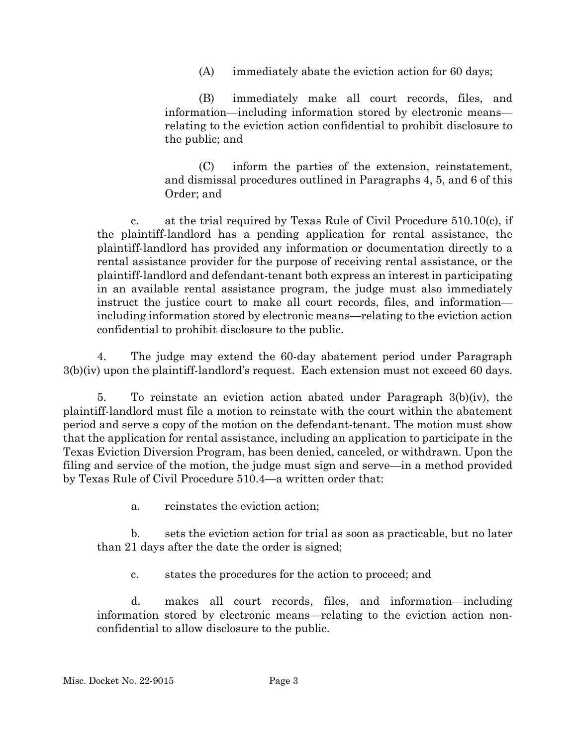(A) immediately abate the eviction action for 60 days;

(B) immediately make all court records, files, and information—including information stored by electronic means—relating to the eviction action confidential to prohibit disclosure to the public; and

(C) inform the parties of the extension, reinstatement, and dismissal procedures outlined in Paragraphs 4, 5, and 6 of this Order; and

c. at the trial required by Texas Rule of Civil Procedure 510.10(c), if the plaintiff-landlord has a pending application for rental assistance, the plaintiff-landlord has provided any information or documentation directly to a rental assistance provider for the purpose of receiving rental assistance, or the plaintiff-landlord and defendant-tenant both express an interest in participating in an available rental assistance program, the judge must also immediately instruct the justice court to make all court records, files, and information—including information stored by electronic means—relating to the eviction action confidential to prohibit disclosure to the public.

4. The judge may extend the 60-day abatement period under Paragraph 3(b)(iv) upon the plaintiff-landlord's request. Each extension must not exceed 60 days.

5. To reinstate an eviction action abated under Paragraph 3(b)(iv), the plaintiff-landlord must file a motion to reinstate with the court within the abatement period and serve a copy of the motion on the defendant-tenant. The motion must show that the application for rental assistance, including an application to participate in the Texas Eviction Diversion Program, has been denied, canceled, or withdrawn. Upon the filing and service of the motion, the judge must sign and serve—in a method provided by Texas Rule of Civil Procedure 510.4—a written order that:

a. reinstates the eviction action;

b. sets the eviction action for trial as soon as practicable, but no later than 21 days after the date the order is signed;

c. states the procedures for the action to proceed; and

d. makes all court records, files, and information—including information stored by electronic means—relating to the eviction action non-confidential to allow disclosure to the public.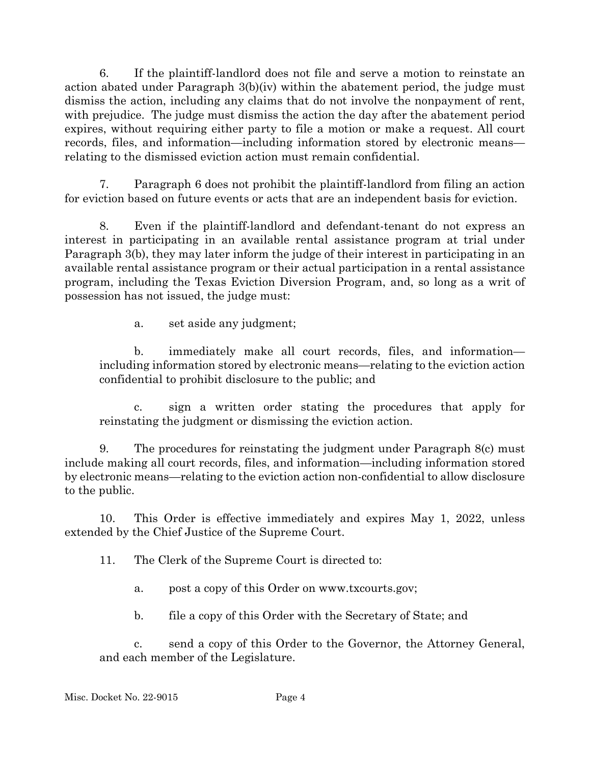6. If the plaintiff-landlord does not file and serve a motion to reinstate an action abated under Paragraph 3(b)(iv) within the abatement period, the judge must dismiss the action, including any claims that do not involve the nonpayment of rent, with prejudice. The judge must dismiss the action the day after the abatement period expires, without requiring either party to file a motion or make a request. All court records, files, and information—including information stored by electronic means—relating to the dismissed eviction action must remain confidential.

7. Paragraph 6 does not prohibit the plaintiff-landlord from filing an action for eviction based on future events or acts that are an independent basis for eviction.

8. Even if the plaintiff-landlord and defendant-tenant do not express an interest in participating in an available rental assistance program at trial under Paragraph 3(b), they may later inform the judge of their interest in participating in an available rental assistance program or their actual participation in a rental assistance program, including the Texas Eviction Diversion Program, and, so long as a writ of possession has not issued, the judge must:

   a. set aside any judgment;

   b. immediately make all court records, files, and information—including information stored by electronic means—relating to the eviction action confidential to prohibit disclosure to the public; and

   c. sign a written order stating the procedures that apply for reinstating the judgment or dismissing the eviction action.

9. The procedures for reinstating the judgment under Paragraph 8(c) must include making all court records, files, and information—including information stored by electronic means—relating to the eviction action non-confidential to allow disclosure to the public.

10. This Order is effective immediately and expires May 1, 2022, unless extended by the Chief Justice of the Supreme Court.

11. The Clerk of the Supreme Court is directed to:

   a. post a copy of this Order on www.txcourts.gov;

   b. file a copy of this Order with the Secretary of State; and

   c. send a copy of this Order to the Governor, the Attorney General, and each member of the Legislature.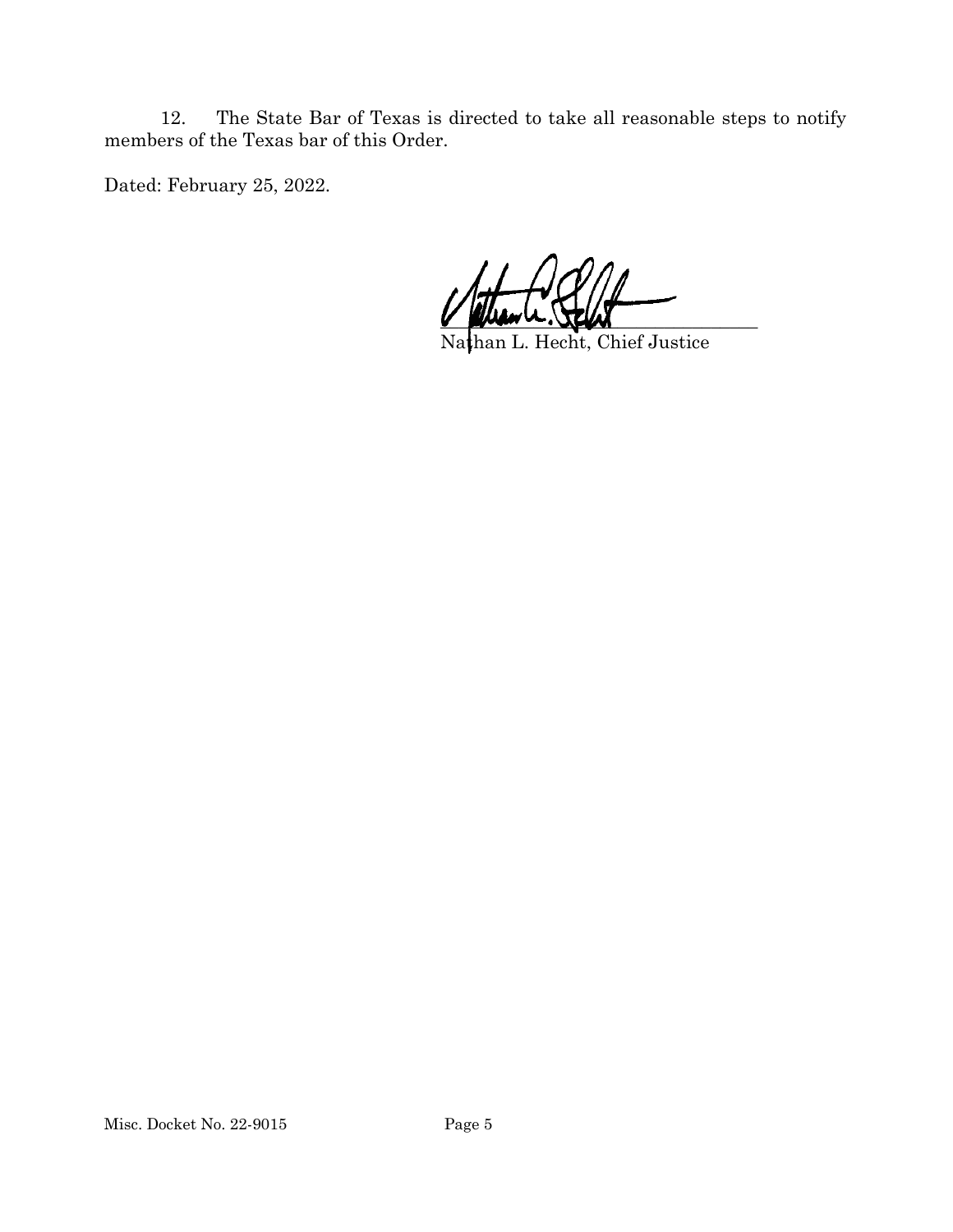12. The State Bar of Texas is directed to take all reasonable steps to notify members of the Texas bar of this Order.

Dated: February 25, 2022.

Nathan L. Hecht, Chief Justice

Misc. Docket No. 22-9015